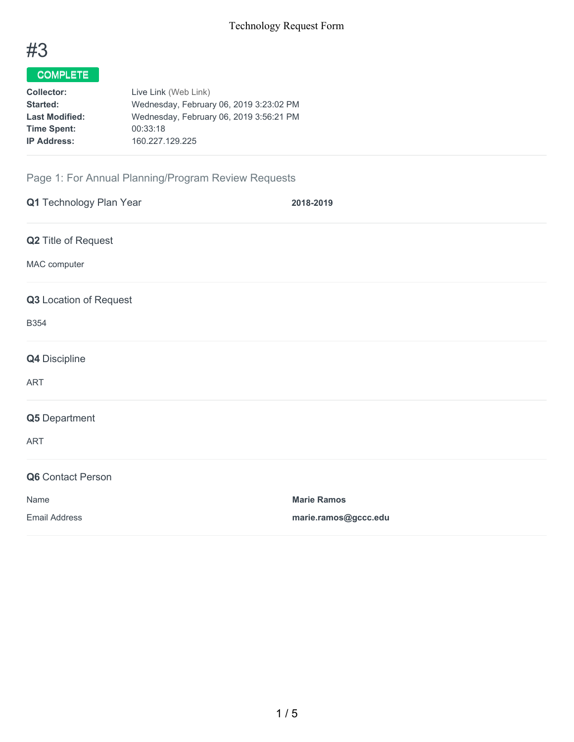# #3

**COMPLETE**

| | |
|---|---|
| **Collector:** | Live Link (Web Link) |
| **Started:** | Wednesday, February 06, 2019 3:23:02 PM |
| **Last Modified:** | Wednesday, February 06, 2019 3:56:21 PM |
| **Time Spent:** | 00:33:18 |
| **IP Address:** | 160.227.129.225 |

## Page 1: For Annual Planning/Program Review Requests

**Q1** Technology Plan Year **2018-2019**

**Q2** Title of Request

MAC computer

**Q3** Location of Request

B354

**Q4** Discipline

ART

**Q5** Department

ART

**Q6** Contact Person

| | |
|---|---|
| Name | **Marie Ramos** |
| Email Address | **marie.ramos@gccc.edu** |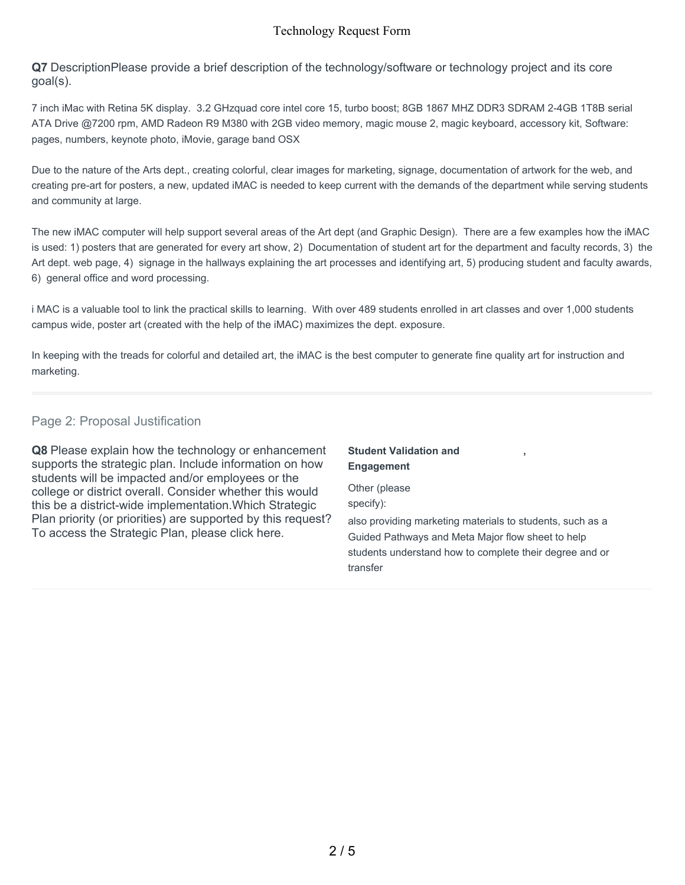**Q7** DescriptionPlease provide a brief description of the technology/software or technology project and its core goal(s).

7 inch iMac with Retina 5K display. 3.2 GHzquad core intel core 15, turbo boost; 8GB 1867 MHZ DDR3 SDRAM 2-4GB 1T8B serial ATA Drive @7200 rpm, AMD Radeon R9 M380 with 2GB video memory, magic mouse 2, magic keyboard, accessory kit, Software: pages, numbers, keynote photo, iMovie, garage band OSX

Due to the nature of the Arts dept., creating colorful, clear images for marketing, signage, documentation of artwork for the web, and creating pre-art for posters, a new, updated iMAC is needed to keep current with the demands of the department while serving students and community at large.

The new iMAC computer will help support several areas of the Art dept (and Graphic Design). There are a few examples how the iMAC is used: 1) posters that are generated for every art show, 2) Documentation of student art for the department and faculty records, 3) the Art dept. web page, 4) signage in the hallways explaining the art processes and identifying art, 5) producing student and faculty awards, 6) general office and word processing.

i MAC is a valuable tool to link the practical skills to learning. With over 489 students enrolled in art classes and over 1,000 students campus wide, poster art (created with the help of the iMAC) maximizes the dept. exposure.

In keeping with the treads for colorful and detailed art, the iMAC is the best computer to generate fine quality art for instruction and marketing.

---

## Page 2: Proposal Justification

**Q8** Please explain how the technology or enhancement supports the strategic plan. Include information on how students will be impacted and/or employees or the college or district overall. Consider whether this would this be a district-wide implementation.Which Strategic Plan priority (or priorities) are supported by this request? To access the Strategic Plan, please click here.

**Student Validation and Engagement** ,

Other (please specify):

also providing marketing materials to students, such as a Guided Pathways and Meta Major flow sheet to help students understand how to complete their degree and or transfer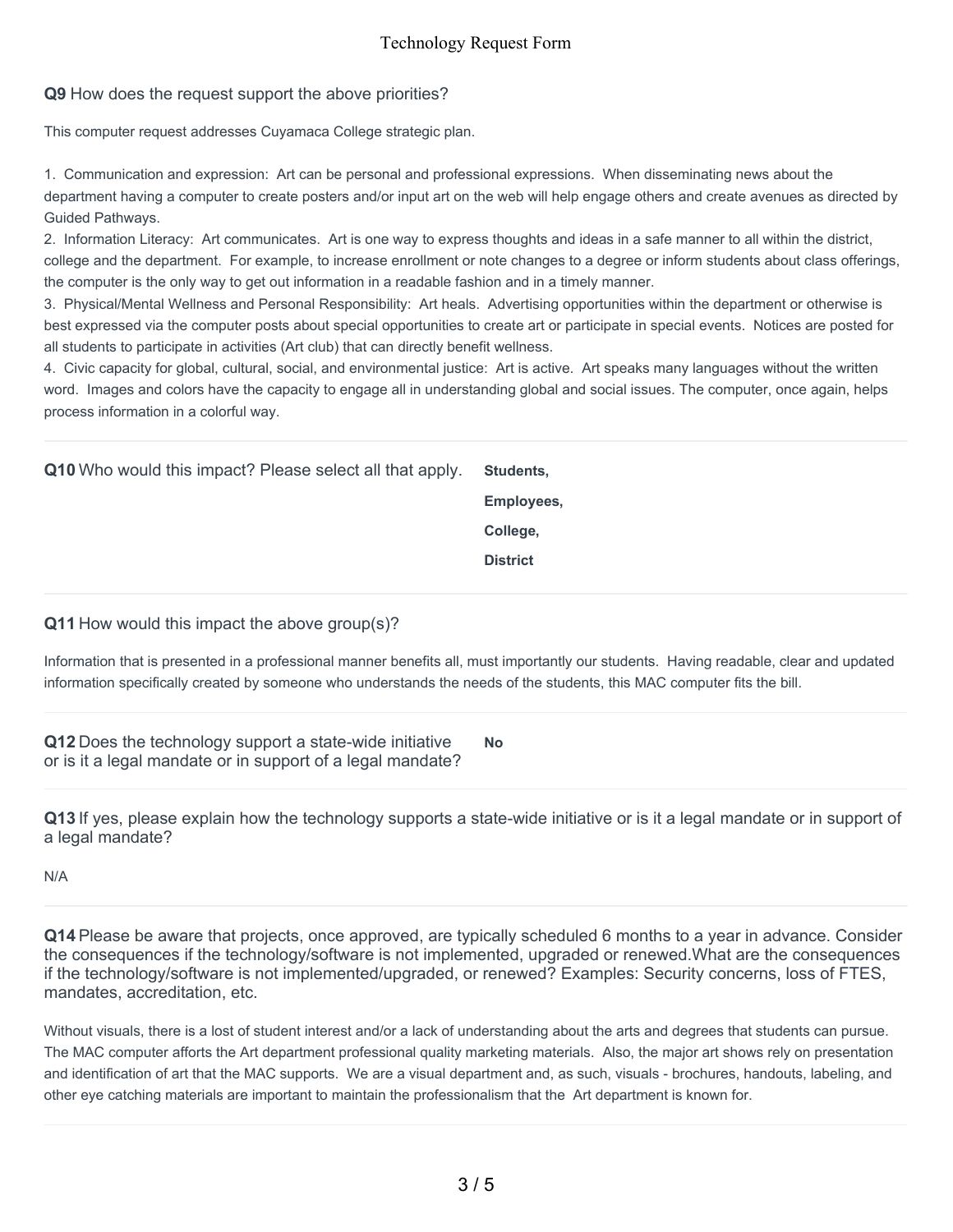**Q9** How does the request support the above priorities?

This computer request addresses Cuyamaca College strategic plan.

1. Communication and expression: Art can be personal and professional expressions. When disseminating news about the department having a computer to create posters and/or input art on the web will help engage others and create avenues as directed by Guided Pathways.
2. Information Literacy: Art communicates. Art is one way to express thoughts and ideas in a safe manner to all within the district, college and the department. For example, to increase enrollment or note changes to a degree or inform students about class offerings, the computer is the only way to get out information in a readable fashion and in a timely manner.
3. Physical/Mental Wellness and Personal Responsibility: Art heals. Advertising opportunities within the department or otherwise is best expressed via the computer posts about special opportunities to create art or participate in special events. Notices are posted for all students to participate in activities (Art club) that can directly benefit wellness.
4. Civic capacity for global, cultural, social, and environmental justice: Art is active. Art speaks many languages without the written word. Images and colors have the capacity to engage all in understanding global and social issues. The computer, once again, helps process information in a colorful way.

---

**Q10** Who would this impact? Please select all that apply.

**Students,**
**Employees,**
**College,**
**District**

---

**Q11** How would this impact the above group(s)?

Information that is presented in a professional manner benefits all, must importantly our students. Having readable, clear and updated information specifically created by someone who understands the needs of the students, this MAC computer fits the bill.

---

**Q12** Does the technology support a state-wide initiative or is it a legal mandate or in support of a legal mandate?

**No**

---

**Q13** If yes, please explain how the technology supports a state-wide initiative or is it a legal mandate or in support of a legal mandate?

N/A

---

**Q14** Please be aware that projects, once approved, are typically scheduled 6 months to a year in advance. Consider the consequences if the technology/software is not implemented, upgraded or renewed.What are the consequences if the technology/software is not implemented/upgraded, or renewed? Examples: Security concerns, loss of FTES, mandates, accreditation, etc.

Without visuals, there is a lost of student interest and/or a lack of understanding about the arts and degrees that students can pursue. The MAC computer afforts the Art department professional quality marketing materials. Also, the major art shows rely on presentation and identification of art that the MAC supports. We are a visual department and, as such, visuals - brochures, handouts, labeling, and other eye catching materials are important to maintain the professionalism that the Art department is known for.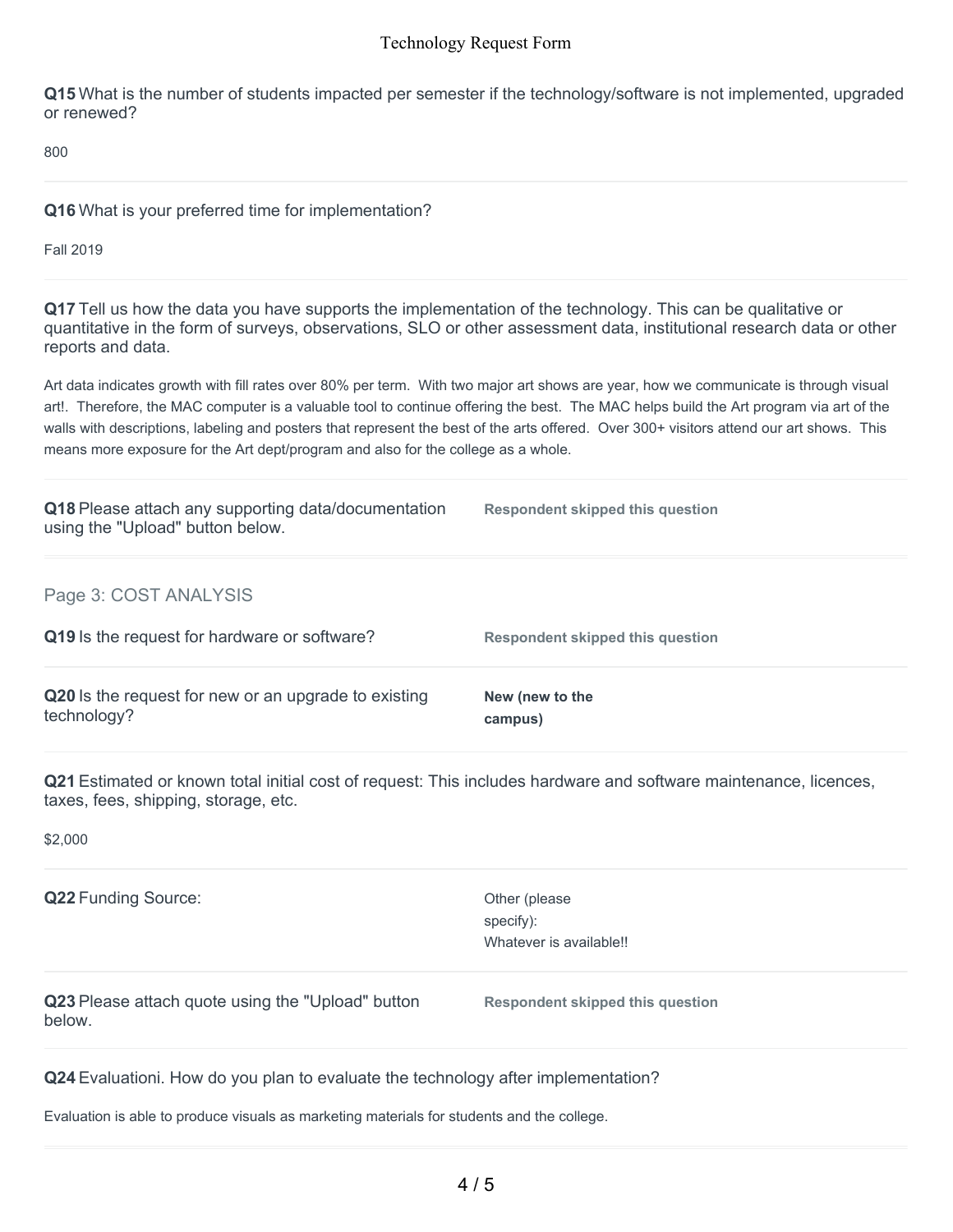**Q15** What is the number of students impacted per semester if the technology/software is not implemented, upgraded or renewed?

800

**Q16** What is your preferred time for implementation?

Fall 2019

**Q17** Tell us how the data you have supports the implementation of the technology. This can be qualitative or quantitative in the form of surveys, observations, SLO or other assessment data, institutional research data or other reports and data.

Art data indicates growth with fill rates over 80% per term. With two major art shows are year, how we communicate is through visual art!. Therefore, the MAC computer is a valuable tool to continue offering the best. The MAC helps build the Art program via art of the walls with descriptions, labeling and posters that represent the best of the arts offered. Over 300+ visitors attend our art shows. This means more exposure for the Art dept/program and also for the college as a whole.

**Q18** Please attach any supporting data/documentation using the "Upload" button below.

**Respondent skipped this question**

## Page 3: COST ANALYSIS

**Q19** Is the request for hardware or software?

**Respondent skipped this question**

**Q20** Is the request for new or an upgrade to existing technology?

**New (new to the campus)**

**Q21** Estimated or known total initial cost of request: This includes hardware and software maintenance, licences, taxes, fees, shipping, storage, etc.

$2,000

**Q22** Funding Source:

Other (please specify):
Whatever is available!!

**Q23** Please attach quote using the "Upload" button below.

**Respondent skipped this question**

**Q24** Evaluationi. How do you plan to evaluate the technology after implementation?

Evaluation is able to produce visuals as marketing materials for students and the college.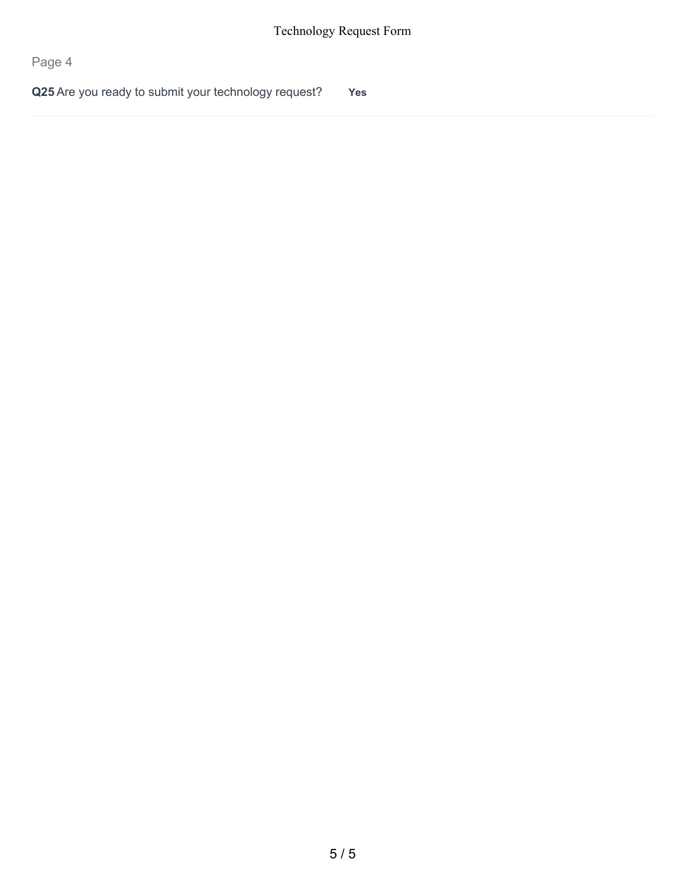Page 4

**Q25** Are you ready to submit your technology request? **Yes**